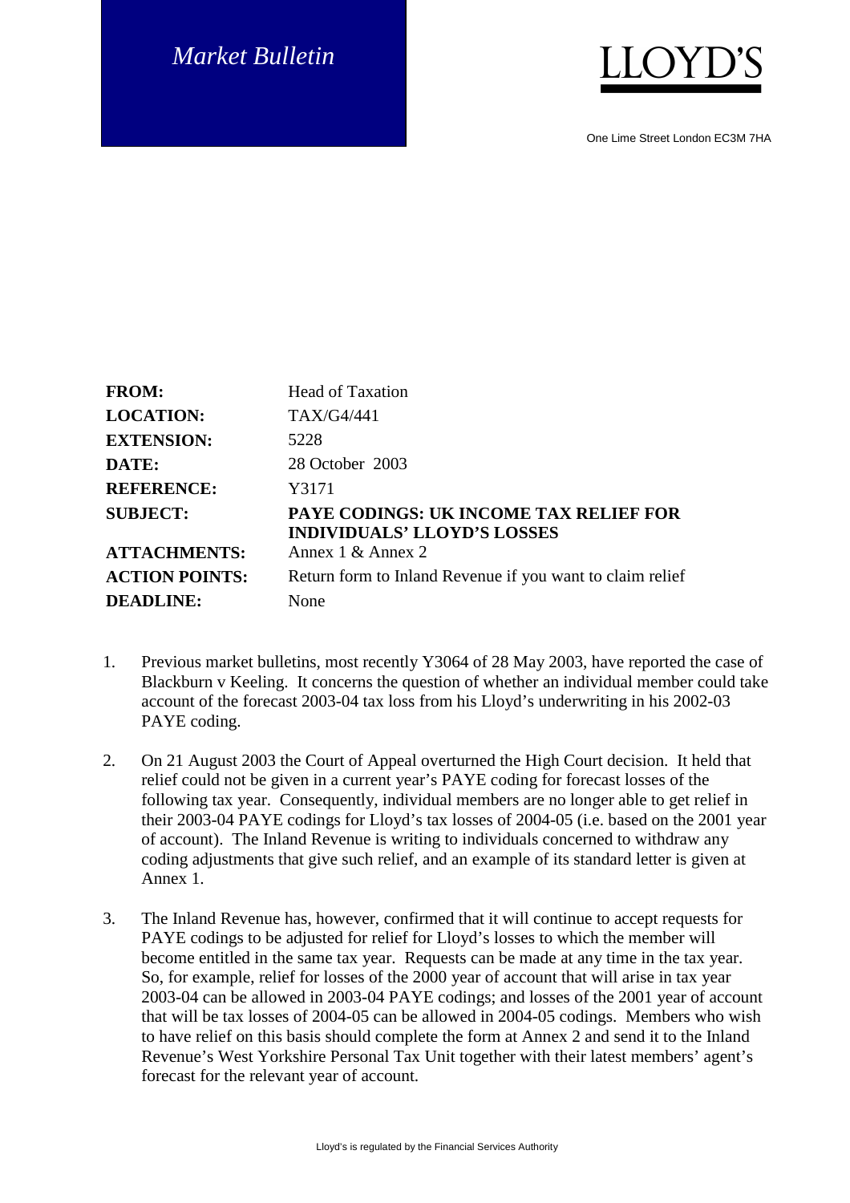*Market Bulletin*

LLOYD'S

One Lime Street London EC3M 7HA

| | |
|---|---|
| **FROM:** | Head of Taxation |
| **LOCATION:** | TAX/G4/441 |
| **EXTENSION:** | 5228 |
| **DATE:** | 28 October 2003 |
| **REFERENCE:** | Y3171 |
| **SUBJECT:** | **PAYE CODINGS: UK INCOME TAX RELIEF FOR INDIVIDUALS' LLOYD'S LOSSES** |
| **ATTACHMENTS:** | Annex 1 & Annex 2 |
| **ACTION POINTS:** | Return form to Inland Revenue if you want to claim relief |
| **DEADLINE:** | None |

1. Previous market bulletins, most recently Y3064 of 28 May 2003, have reported the case of Blackburn v Keeling. It concerns the question of whether an individual member could take account of the forecast 2003-04 tax loss from his Lloyd's underwriting in his 2002-03 PAYE coding.

2. On 21 August 2003 the Court of Appeal overturned the High Court decision. It held that relief could not be given in a current year's PAYE coding for forecast losses of the following tax year. Consequently, individual members are no longer able to get relief in their 2003-04 PAYE codings for Lloyd's tax losses of 2004-05 (i.e. based on the 2001 year of account). The Inland Revenue is writing to individuals concerned to withdraw any coding adjustments that give such relief, and an example of its standard letter is given at Annex 1.

3. The Inland Revenue has, however, confirmed that it will continue to accept requests for PAYE codings to be adjusted for relief for Lloyd's losses to which the member will become entitled in the same tax year. Requests can be made at any time in the tax year. So, for example, relief for losses of the 2000 year of account that will arise in tax year 2003-04 can be allowed in 2003-04 PAYE codings; and losses of the 2001 year of account that will be tax losses of 2004-05 can be allowed in 2004-05 codings. Members who wish to have relief on this basis should complete the form at Annex 2 and send it to the Inland Revenue's West Yorkshire Personal Tax Unit together with their latest members' agent's forecast for the relevant year of account.

Lloyd's is regulated by the Financial Services Authority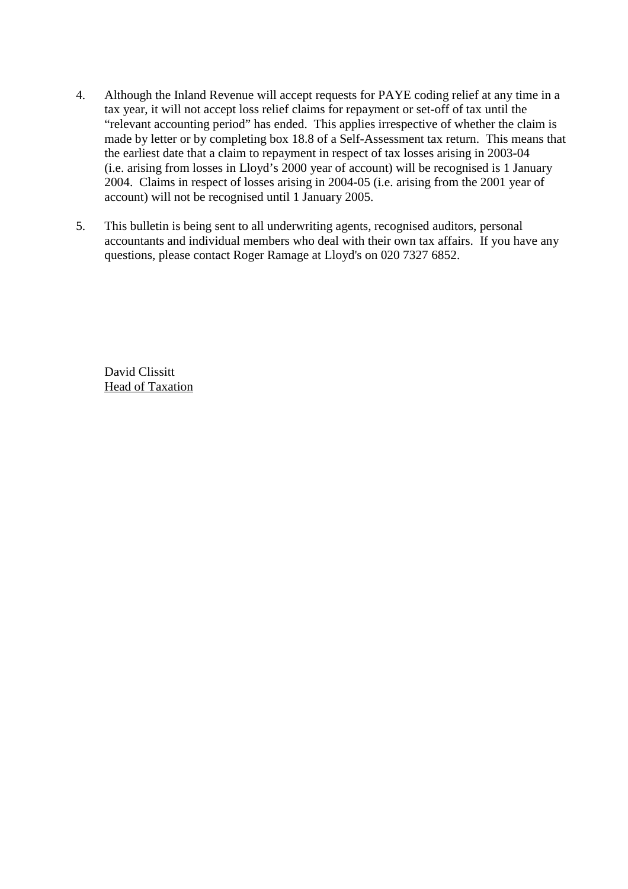4. Although the Inland Revenue will accept requests for PAYE coding relief at any time in a tax year, it will not accept loss relief claims for repayment or set-off of tax until the "relevant accounting period" has ended. This applies irrespective of whether the claim is made by letter or by completing box 18.8 of a Self-Assessment tax return. This means that the earliest date that a claim to repayment in respect of tax losses arising in 2003-04 (i.e. arising from losses in Lloyd's 2000 year of account) will be recognised is 1 January 2004. Claims in respect of losses arising in 2004-05 (i.e. arising from the 2001 year of account) will not be recognised until 1 January 2005.

5. This bulletin is being sent to all underwriting agents, recognised auditors, personal accountants and individual members who deal with their own tax affairs. If you have any questions, please contact Roger Ramage at Lloyd's on 020 7327 6852.

David Clissitt
Head of Taxation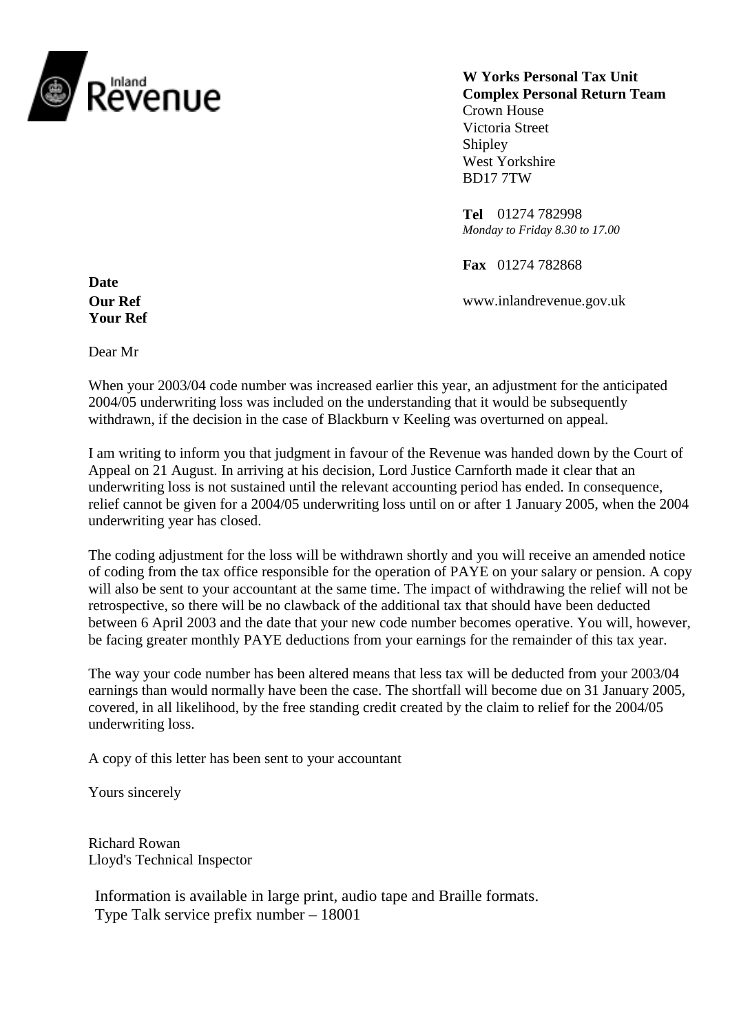Inland Revenue

**W Yorks Personal Tax Unit**
**Complex Personal Return Team**
Crown House
Victoria Street
Shipley
West Yorkshire
BD17 7TW

**Tel** 01274 782998
*Monday to Friday 8.30 to 17.00*

**Fax** 01274 782868

www.inlandrevenue.gov.uk

**Date**
**Our Ref**
**Your Ref**

Dear Mr

When your 2003/04 code number was increased earlier this year, an adjustment for the anticipated 2004/05 underwriting loss was included on the understanding that it would be subsequently withdrawn, if the decision in the case of Blackburn v Keeling was overturned on appeal.

I am writing to inform you that judgment in favour of the Revenue was handed down by the Court of Appeal on 21 August. In arriving at his decision, Lord Justice Carnforth made it clear that an underwriting loss is not sustained until the relevant accounting period has ended. In consequence, relief cannot be given for a 2004/05 underwriting loss until on or after 1 January 2005, when the 2004 underwriting year has closed.

The coding adjustment for the loss will be withdrawn shortly and you will receive an amended notice of coding from the tax office responsible for the operation of PAYE on your salary or pension. A copy will also be sent to your accountant at the same time. The impact of withdrawing the relief will not be retrospective, so there will be no clawback of the additional tax that should have been deducted between 6 April 2003 and the date that your new code number becomes operative. You will, however, be facing greater monthly PAYE deductions from your earnings for the remainder of this tax year.

The way your code number has been altered means that less tax will be deducted from your 2003/04 earnings than would normally have been the case. The shortfall will become due on 31 January 2005, covered, in all likelihood, by the free standing credit created by the claim to relief for the 2004/05 underwriting loss.

A copy of this letter has been sent to your accountant

Yours sincerely

Richard Rowan
Lloyd's Technical Inspector

Information is available in large print, audio tape and Braille formats.
Type Talk service prefix number – 18001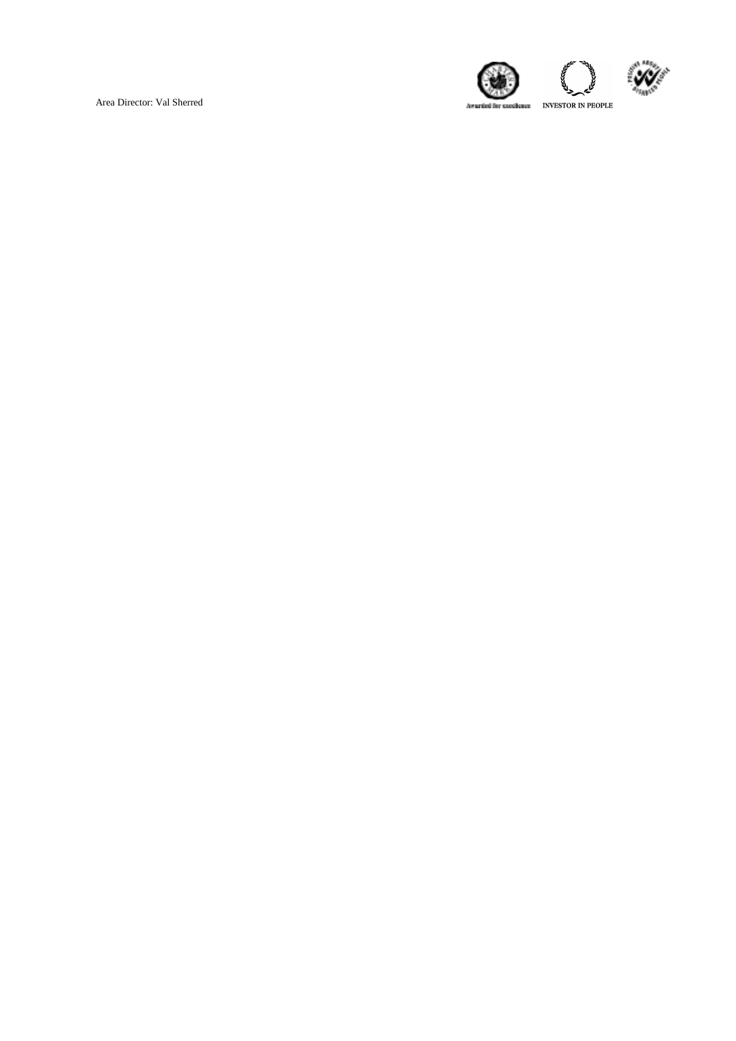Area Director: Val Sherred

Awarded for excellence

INVESTOR IN PEOPLE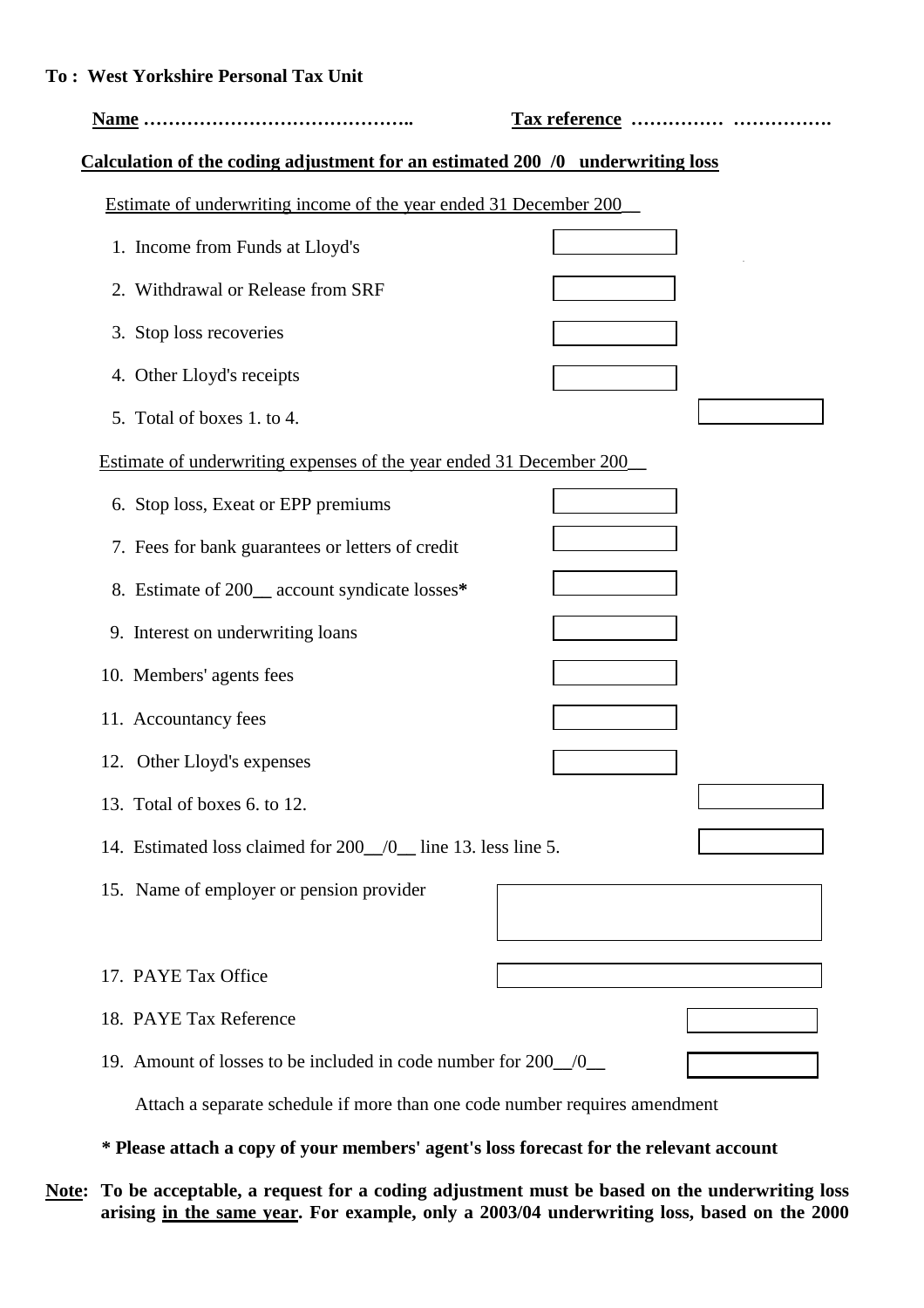**To : West Yorkshire Personal Tax Unit**

**Name ……………………………………..** **Tax reference …………… …………….**

**Calculation of the coding adjustment for an estimated 200 /0 underwriting loss**

Estimate of underwriting income of the year ended 31 December 200__

| | | |
|---|---|---|
| 1. Income from Funds at Lloyd's | | |
| 2. Withdrawal or Release from SRF | | |
| 3. Stop loss recoveries | | |
| 4. Other Lloyd's receipts | | |
| 5. Total of boxes 1. to 4. | | |

Estimate of underwriting expenses of the year ended 31 December 200__

| | | |
|---|---|---|
| 6. Stop loss, Exeat or EPP premiums | | |
| 7. Fees for bank guarantees or letters of credit | | |
| 8. Estimate of 200__ account syndicate losses* | | |
| 9. Interest on underwriting loans | | |
| 10. Members' agents fees | | |
| 11. Accountancy fees | | |
| 12. Other Lloyd's expenses | | |
| 13. Total of boxes 6. to 12. | | |
| 14. Estimated loss claimed for 200__/0__ line 13. less line 5. | | |

15. Name of employer or pension provider

17. PAYE Tax Office

18. PAYE Tax Reference

19. Amount of losses to be included in code number for 200__/0__

Attach a separate schedule if more than one code number requires amendment

**\* Please attach a copy of your members' agent's loss forecast for the relevant account**

**Note: To be acceptable, a request for a coding adjustment must be based on the underwriting loss arising in the same year. For example, only a 2003/04 underwriting loss, based on the 2000**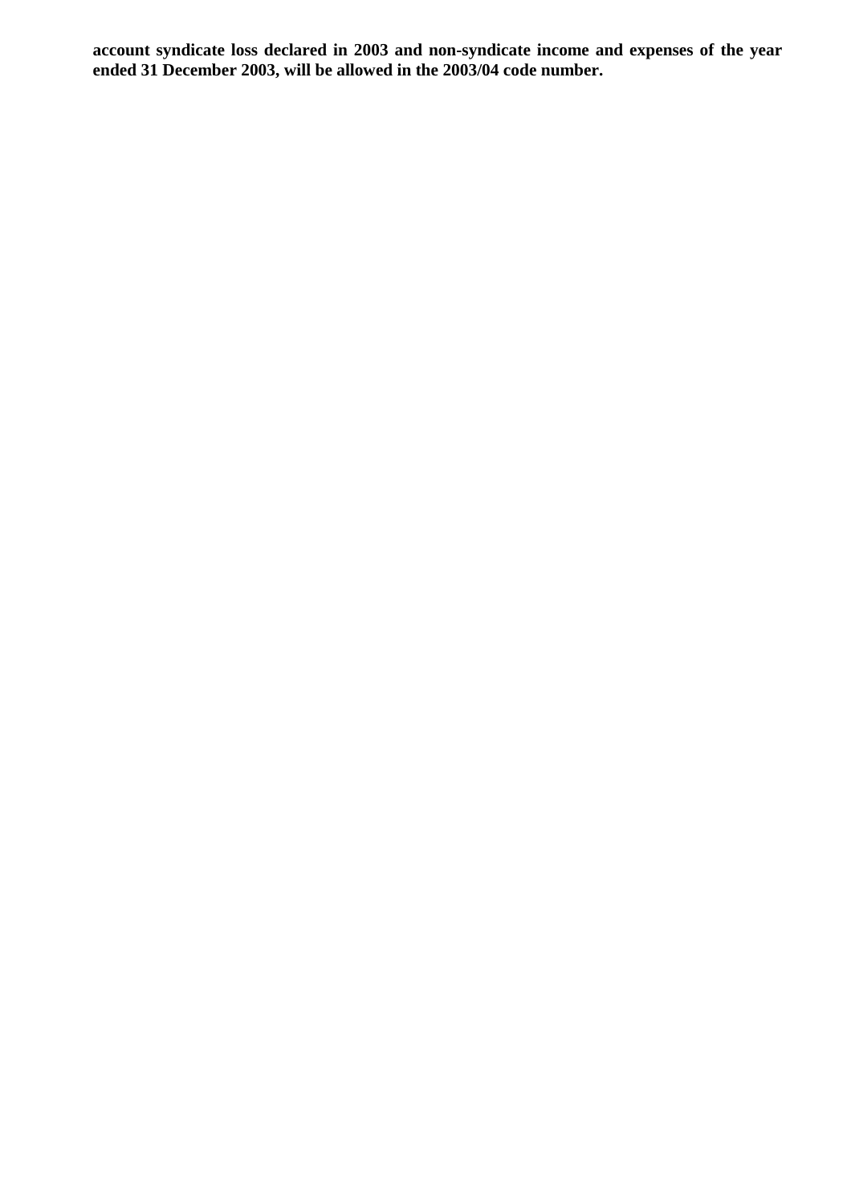**account syndicate loss declared in 2003 and non-syndicate income and expenses of the year ended 31 December 2003, will be allowed in the 2003/04 code number.**